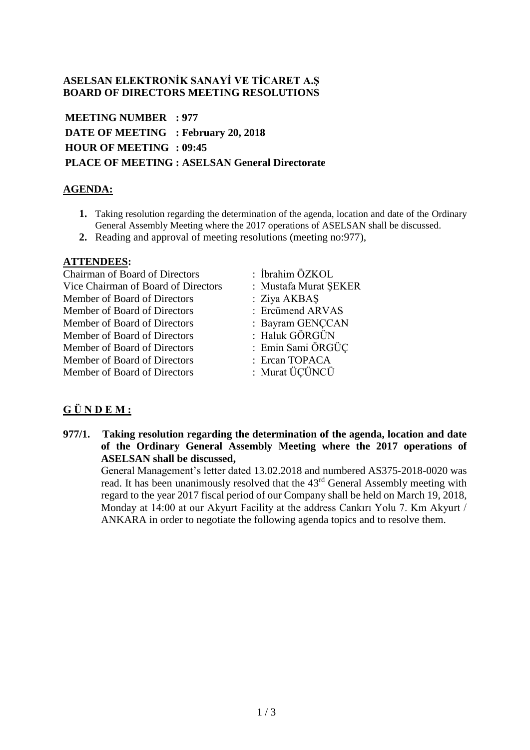**ASELSAN ELEKTRONİK SANAYİ VE TİCARET A.Ş**
**BOARD OF DIRECTORS MEETING RESOLUTIONS**

**MEETING NUMBER : 977**
**DATE OF MEETING : February 20, 2018**
**HOUR OF MEETING : 09:45**
**PLACE OF MEETING : ASELSAN General Directorate**

## AGENDA:

1. Taking resolution regarding the determination of the agenda, location and date of the Ordinary General Assembly Meeting where the 2017 operations of ASELSAN shall be discussed.
2. Reading and approval of meeting resolutions (meeting no:977),

## ATTENDEES:

| | |
|---|---|
| Chairman of Board of Directors | : İbrahim ÖZKOL |
| Vice Chairman of Board of Directors | : Mustafa Murat ŞEKER |
| Member of Board of Directors | : Ziya AKBAŞ |
| Member of Board of Directors | : Ercümend ARVAS |
| Member of Board of Directors | : Bayram GENÇCAN |
| Member of Board of Directors | : Haluk GÖRGÜN |
| Member of Board of Directors | : Emin Sami ÖRGÜÇ |
| Member of Board of Directors | : Ercan TOPACA |
| Member of Board of Directors | : Murat ÜÇÜNCÜ |

## G Ü N D E M :

**977/1. Taking resolution regarding the determination of the agenda, location and date of the Ordinary General Assembly Meeting where the 2017 operations of ASELSAN shall be discussed,**

General Management's letter dated 13.02.2018 and numbered AS375-2018-0020 was read. It has been unanimously resolved that the 43rd General Assembly meeting with regard to the year 2017 fiscal period of our Company shall be held on March 19, 2018, Monday at 14:00 at our Akyurt Facility at the address Cankırı Yolu 7. Km Akyurt / ANKARA in order to negotiate the following agenda topics and to resolve them.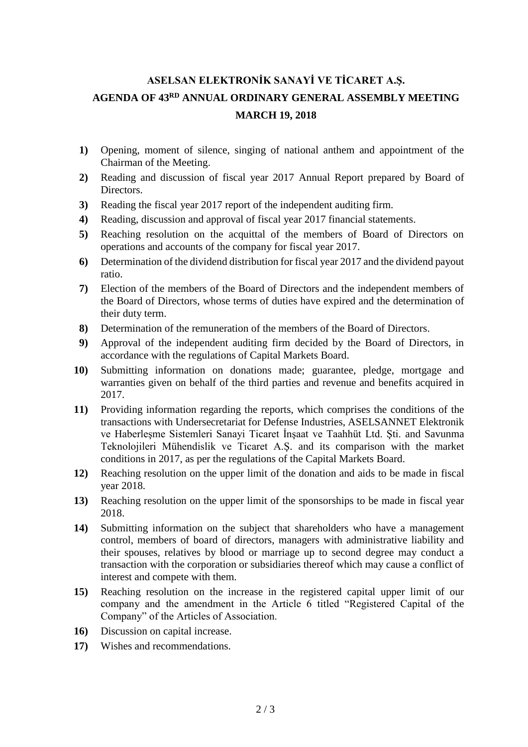# ASELSAN ELEKTRONİK SANAYİ VE TİCARET A.Ş.

# AGENDA OF 43RD ANNUAL ORDINARY GENERAL ASSEMBLY MEETING

# MARCH 19, 2018

1) Opening, moment of silence, singing of national anthem and appointment of the Chairman of the Meeting.
2) Reading and discussion of fiscal year 2017 Annual Report prepared by Board of Directors.
3) Reading the fiscal year 2017 report of the independent auditing firm.
4) Reading, discussion and approval of fiscal year 2017 financial statements.
5) Reaching resolution on the acquittal of the members of Board of Directors on operations and accounts of the company for fiscal year 2017.
6) Determination of the dividend distribution for fiscal year 2017 and the dividend payout ratio.
7) Election of the members of the Board of Directors and the independent members of the Board of Directors, whose terms of duties have expired and the determination of their duty term.
8) Determination of the remuneration of the members of the Board of Directors.
9) Approval of the independent auditing firm decided by the Board of Directors, in accordance with the regulations of Capital Markets Board.
10) Submitting information on donations made; guarantee, pledge, mortgage and warranties given on behalf of the third parties and revenue and benefits acquired in 2017.
11) Providing information regarding the reports, which comprises the conditions of the transactions with Undersecretariat for Defense Industries, ASELSANNET Elektronik ve Haberleşme Sistemleri Sanayi Ticaret İnşaat ve Taahhüt Ltd. Şti. and Savunma Teknolojileri Mühendislik ve Ticaret A.Ş. and its comparison with the market conditions in 2017, as per the regulations of the Capital Markets Board.
12) Reaching resolution on the upper limit of the donation and aids to be made in fiscal year 2018.
13) Reaching resolution on the upper limit of the sponsorships to be made in fiscal year 2018.
14) Submitting information on the subject that shareholders who have a management control, members of board of directors, managers with administrative liability and their spouses, relatives by blood or marriage up to second degree may conduct a transaction with the corporation or subsidiaries thereof which may cause a conflict of interest and compete with them.
15) Reaching resolution on the increase in the registered capital upper limit of our company and the amendment in the Article 6 titled "Registered Capital of the Company" of the Articles of Association.
16) Discussion on capital increase.
17) Wishes and recommendations.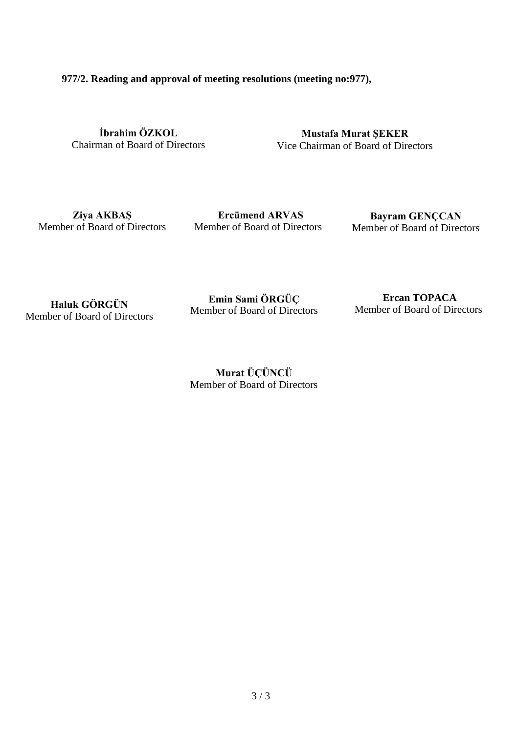**977/2. Reading and approval of meeting resolutions (meeting no:977),**

**İbrahim ÖZKOL**
Chairman of Board of Directors

**Mustafa Murat ŞEKER**
Vice Chairman of Board of Directors

**Ziya AKBAŞ**
Member of Board of Directors

**Ercümend ARVAS**
Member of Board of Directors

**Bayram GENÇCAN**
Member of Board of Directors

**Haluk GÖRGÜN**
Member of Board of Directors

**Emin Sami ÖRGÜÇ**
Member of Board of Directors

**Ercan TOPACA**
Member of Board of Directors

**Murat ÜÇÜNCÜ**
Member of Board of Directors